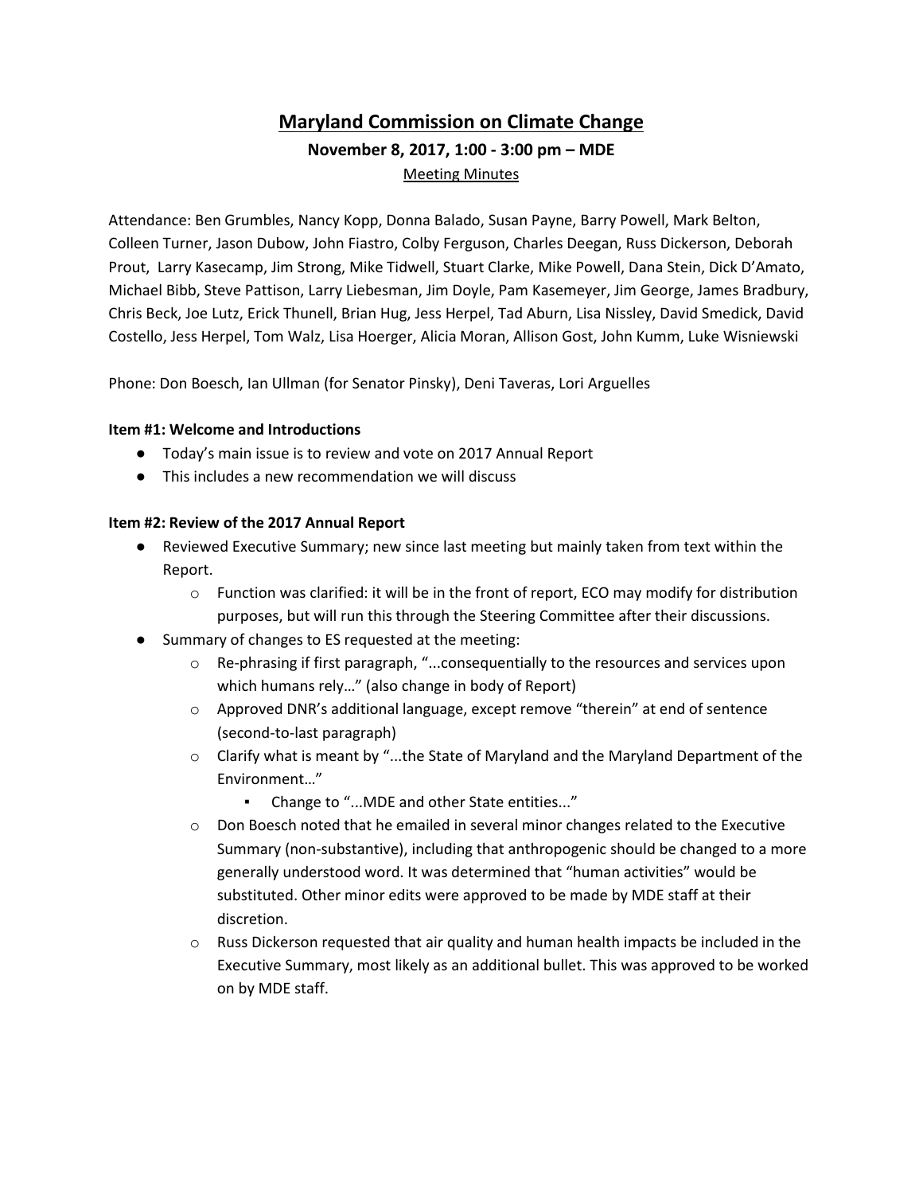# Maryland Commission on Climate Change

## November 8, 2017, 1:00 - 3:00 pm – MDE

Meeting Minutes

Attendance: Ben Grumbles, Nancy Kopp, Donna Balado, Susan Payne, Barry Powell, Mark Belton, Colleen Turner, Jason Dubow, John Fiastro, Colby Ferguson, Charles Deegan, Russ Dickerson, Deborah Prout, Larry Kasecamp, Jim Strong, Mike Tidwell, Stuart Clarke, Mike Powell, Dana Stein, Dick D'Amato, Michael Bibb, Steve Pattison, Larry Liebesman, Jim Doyle, Pam Kasemeyer, Jim George, James Bradbury, Chris Beck, Joe Lutz, Erick Thunell, Brian Hug, Jess Herpel, Tad Aburn, Lisa Nissley, David Smedick, David Costello, Jess Herpel, Tom Walz, Lisa Hoerger, Alicia Moran, Allison Gost, John Kumm, Luke Wisniewski

Phone: Don Boesch, Ian Ullman (for Senator Pinsky), Deni Taveras, Lori Arguelles

**Item #1: Welcome and Introductions**

- Today's main issue is to review and vote on 2017 Annual Report
- This includes a new recommendation we will discuss

**Item #2: Review of the 2017 Annual Report**

- Reviewed Executive Summary; new since last meeting but mainly taken from text within the Report.
  - Function was clarified: it will be in the front of report, ECO may modify for distribution purposes, but will run this through the Steering Committee after their discussions.
- Summary of changes to ES requested at the meeting:
  - Re-phrasing if first paragraph, "...consequentially to the resources and services upon which humans rely…" (also change in body of Report)
  - Approved DNR's additional language, except remove "therein" at end of sentence (second-to-last paragraph)
  - Clarify what is meant by "...the State of Maryland and the Maryland Department of the Environment…"
    - Change to "...MDE and other State entities..."
  - Don Boesch noted that he emailed in several minor changes related to the Executive Summary (non-substantive), including that anthropogenic should be changed to a more generally understood word. It was determined that "human activities" would be substituted. Other minor edits were approved to be made by MDE staff at their discretion.
  - Russ Dickerson requested that air quality and human health impacts be included in the Executive Summary, most likely as an additional bullet. This was approved to be worked on by MDE staff.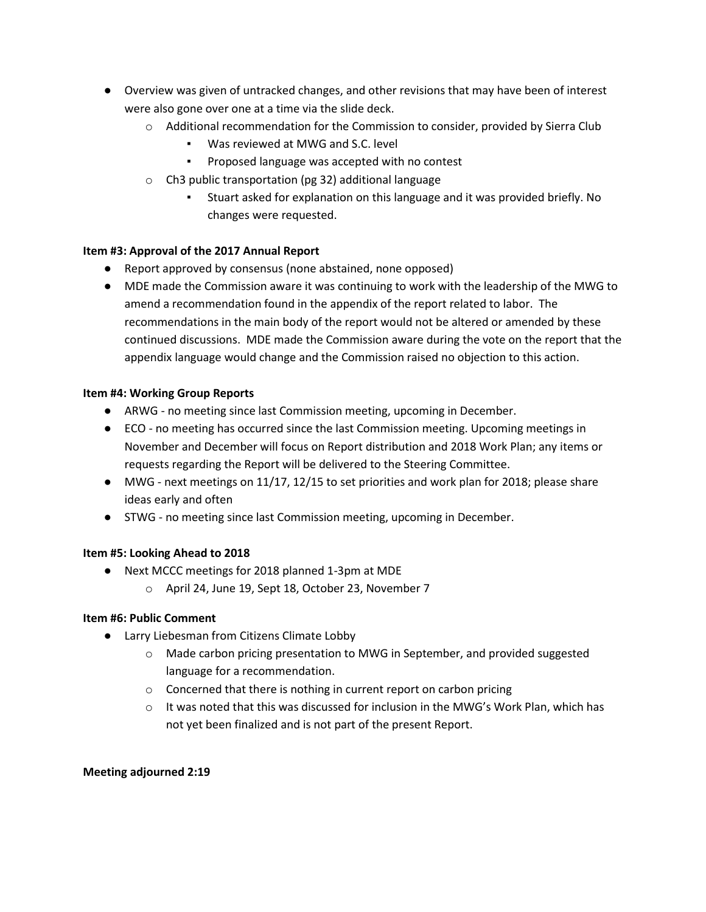- Overview was given of untracked changes, and other revisions that may have been of interest were also gone over one at a time via the slide deck.
    - Additional recommendation for the Commission to consider, provided by Sierra Club
        - Was reviewed at MWG and S.C. level
        - Proposed language was accepted with no contest
    - Ch3 public transportation (pg 32) additional language
        - Stuart asked for explanation on this language and it was provided briefly. No changes were requested.

**Item #3: Approval of the 2017 Annual Report**

- Report approved by consensus (none abstained, none opposed)
- MDE made the Commission aware it was continuing to work with the leadership of the MWG to amend a recommendation found in the appendix of the report related to labor. The recommendations in the main body of the report would not be altered or amended by these continued discussions. MDE made the Commission aware during the vote on the report that the appendix language would change and the Commission raised no objection to this action.

**Item #4: Working Group Reports**

- ARWG - no meeting since last Commission meeting, upcoming in December.
- ECO - no meeting has occurred since the last Commission meeting. Upcoming meetings in November and December will focus on Report distribution and 2018 Work Plan; any items or requests regarding the Report will be delivered to the Steering Committee.
- MWG - next meetings on 11/17, 12/15 to set priorities and work plan for 2018; please share ideas early and often
- STWG - no meeting since last Commission meeting, upcoming in December.

**Item #5: Looking Ahead to 2018**

- Next MCCC meetings for 2018 planned 1-3pm at MDE
    - April 24, June 19, Sept 18, October 23, November 7

**Item #6: Public Comment**

- Larry Liebesman from Citizens Climate Lobby
    - Made carbon pricing presentation to MWG in September, and provided suggested language for a recommendation.
    - Concerned that there is nothing in current report on carbon pricing
    - It was noted that this was discussed for inclusion in the MWG's Work Plan, which has not yet been finalized and is not part of the present Report.

**Meeting adjourned 2:19**